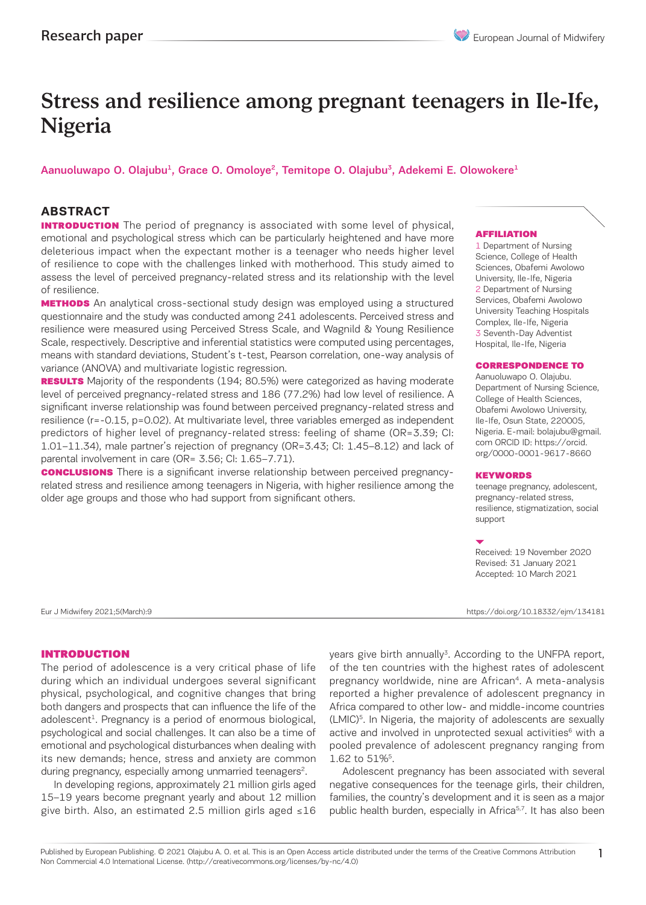# Stress and resilience among pregnant teenagers in Ile-Ife, Nigeria

Aanuoluwapo O. Olajubu[1], Grace O. Omoloye[2], Temitope O. Olajubu[3], Adekemi E. Olowokere[1]

## ABSTRACT

**INTRODUCTION** The period of pregnancy is associated with some level of physical, emotional and psychological stress which can be particularly heightened and have more deleterious impact when the expectant mother is a teenager who needs higher level of resilience to cope with the challenges linked with motherhood. This study aimed to assess the level of perceived pregnancy-related stress and its relationship with the level of resilience.

**METHODS** An analytical cross-sectional study design was employed using a structured questionnaire and the study was conducted among 241 adolescents. Perceived stress and resilience were measured using Perceived Stress Scale, and Wagnild & Young Resilience Scale, respectively. Descriptive and inferential statistics were computed using percentages, means with standard deviations, Student's t-test, Pearson correlation, one-way analysis of variance (ANOVA) and multivariate logistic regression.

**RESULTS** Majority of the respondents (194; 80.5%) were categorized as having moderate level of perceived pregnancy-related stress and 186 (77.2%) had low level of resilience. A significant inverse relationship was found between perceived pregnancy-related stress and resilience ($r=-0.15$, $p=0.02$). At multivariate level, three variables emerged as independent predictors of higher level of pregnancy-related stress: feeling of shame (OR=3.39; CI: 1.01–11.34), male partner's rejection of pregnancy (OR=3.43; CI: 1.45–8.12) and lack of parental involvement in care (OR= 3.56; CI: 1.65–7.71).

**CONCLUSIONS** There is a significant inverse relationship between perceived pregnancy-related stress and resilience among teenagers in Nigeria, with higher resilience among the older age groups and those who had support from significant others.

**AFFILIATION**

1 Department of Nursing Science, College of Health Sciences, Obafemi Awolowo University, Ile-Ife, Nigeria
2 Department of Nursing Services, Obafemi Awolowo University Teaching Hospitals Complex, Ile-Ife, Nigeria
3 Seventh-Day Adventist Hospital, Ile-Ife, Nigeria

**CORRESPONDENCE TO**

Aanuoluwapo O. Olajubu. Department of Nursing Science, College of Health Sciences, Obafemi Awolowo University, Ile-Ife, Osun State, 220005, Nigeria. E-mail: bolajubu@gmail.com ORCID ID: https://orcid.org/0000-0001-9617-8660

**KEYWORDS**

teenage pregnancy, adolescent, pregnancy-related stress, resilience, stigmatization, social support

Received: 19 November 2020
Revised: 31 January 2021
Accepted: 10 March 2021

Eur J Midwifery 2021;5(March):9 https://doi.org/10.18332/ejm/134181

## INTRODUCTION

The period of adolescence is a very critical phase of life during which an individual undergoes several significant physical, psychological, and cognitive changes that bring both dangers and prospects that can influence the life of the adolescent[1]. Pregnancy is a period of enormous biological, psychological and social challenges. It can also be a time of emotional and psychological disturbances when dealing with its new demands; hence, stress and anxiety are common during pregnancy, especially among unmarried teenagers[2].

In developing regions, approximately 21 million girls aged 15–19 years become pregnant yearly and about 12 million give birth. Also, an estimated 2.5 million girls aged ≤16 years give birth annually[3]. According to the UNFPA report, of the ten countries with the highest rates of adolescent pregnancy worldwide, nine are African[4]. A meta-analysis reported a higher prevalence of adolescent pregnancy in Africa compared to other low- and middle-income countries (LMIC)[5]. In Nigeria, the majority of adolescents are sexually active and involved in unprotected sexual activities[6] with a pooled prevalence of adolescent pregnancy ranging from 1.62 to 51%[5].

Adolescent pregnancy has been associated with several negative consequences for the teenage girls, their children, families, the country's development and it is seen as a major public health burden, especially in Africa[5,7]. It has also been

Published by European Publishing. © 2021 Olajubu A. O. et al. This is an Open Access article distributed under the terms of the Creative Commons Attribution Non Commercial 4.0 International License. (http://creativecommons.org/licenses/by-nc/4.0)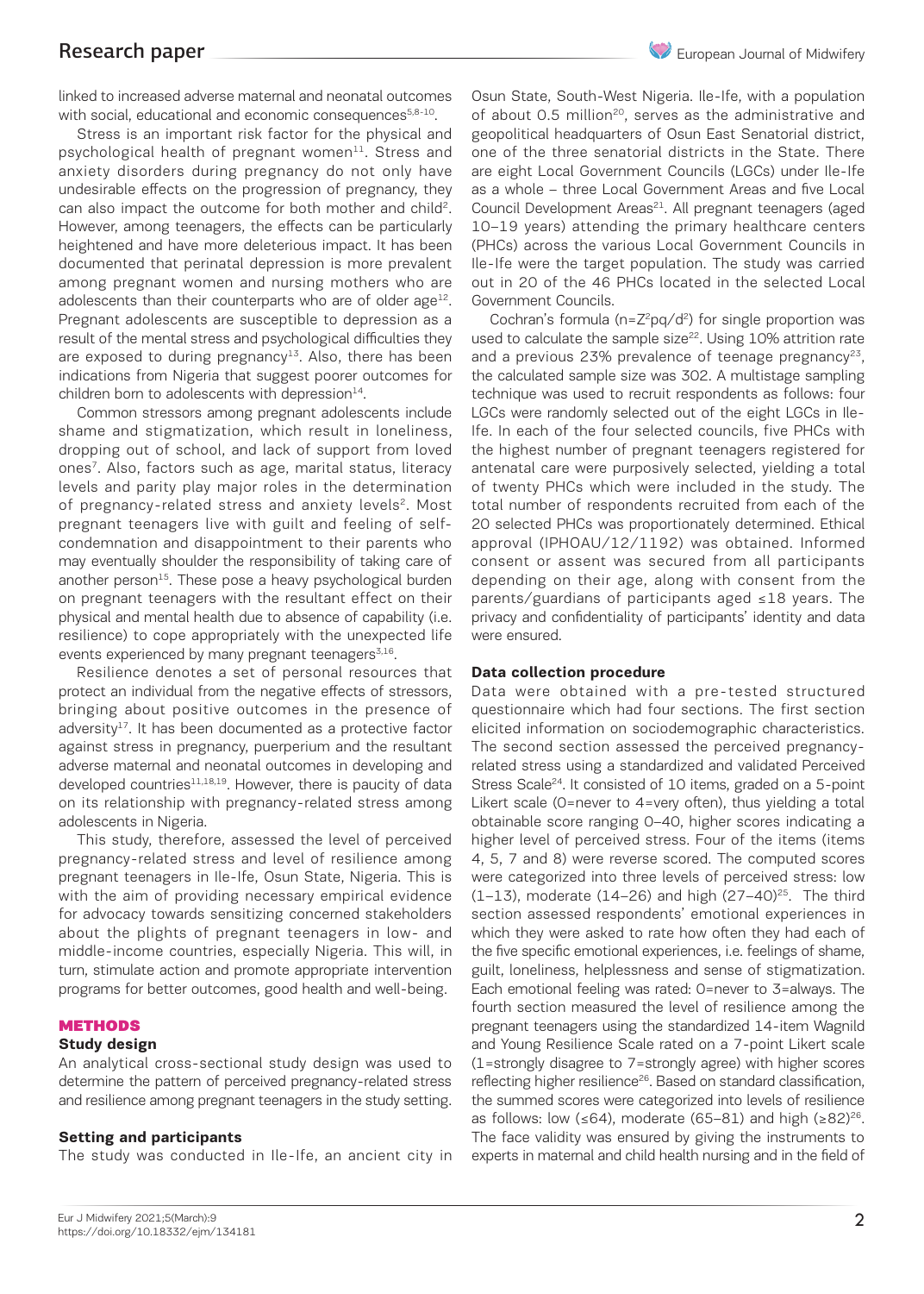linked to increased adverse maternal and neonatal outcomes with social, educational and economic consequences[5,8-10].

Stress is an important risk factor for the physical and psychological health of pregnant women[11]. Stress and anxiety disorders during pregnancy do not only have undesirable effects on the progression of pregnancy, they can also impact the outcome for both mother and child[2]. However, among teenagers, the effects can be particularly heightened and have more deleterious impact. It has been documented that perinatal depression is more prevalent among pregnant women and nursing mothers who are adolescents than their counterparts who are of older age[12]. Pregnant adolescents are susceptible to depression as a result of the mental stress and psychological difficulties they are exposed to during pregnancy[13]. Also, there has been indications from Nigeria that suggest poorer outcomes for children born to adolescents with depression[14].

Common stressors among pregnant adolescents include shame and stigmatization, which result in loneliness, dropping out of school, and lack of support from loved ones[7]. Also, factors such as age, marital status, literacy levels and parity play major roles in the determination of pregnancy-related stress and anxiety levels[2]. Most pregnant teenagers live with guilt and feeling of self-condemnation and disappointment to their parents who may eventually shoulder the responsibility of taking care of another person[15]. These pose a heavy psychological burden on pregnant teenagers with the resultant effect on their physical and mental health due to absence of capability (i.e. resilience) to cope appropriately with the unexpected life events experienced by many pregnant teenagers[3,16].

Resilience denotes a set of personal resources that protect an individual from the negative effects of stressors, bringing about positive outcomes in the presence of adversity[17]. It has been documented as a protective factor against stress in pregnancy, puerperium and the resultant adverse maternal and neonatal outcomes in developing and developed countries[11,18,19]. However, there is paucity of data on its relationship with pregnancy-related stress among adolescents in Nigeria.

This study, therefore, assessed the level of perceived pregnancy-related stress and level of resilience among pregnant teenagers in Ile-Ife, Osun State, Nigeria. This is with the aim of providing necessary empirical evidence for advocacy towards sensitizing concerned stakeholders about the plights of pregnant teenagers in low- and middle-income countries, especially Nigeria. This will, in turn, stimulate action and promote appropriate intervention programs for better outcomes, good health and well-being.

## METHODS

### Study design

An analytical cross-sectional study design was used to determine the pattern of perceived pregnancy-related stress and resilience among pregnant teenagers in the study setting.

### Setting and participants

The study was conducted in Ile-Ife, an ancient city in Osun State, South-West Nigeria. Ile-Ife, with a population of about 0.5 million[20], serves as the administrative and geopolitical headquarters of Osun East Senatorial district, one of the three senatorial districts in the State. There are eight Local Government Councils (LGCs) under Ile-Ife as a whole – three Local Government Areas and five Local Council Development Areas[21]. All pregnant teenagers (aged 10–19 years) attending the primary healthcare centers (PHCs) across the various Local Government Councils in Ile-Ife were the target population. The study was carried out in 20 of the 46 PHCs located in the selected Local Government Councils.

Cochran's formula ($n=Z^2pq/d^2$) for single proportion was used to calculate the sample size[22]. Using 10% attrition rate and a previous 23% prevalence of teenage pregnancy[23], the calculated sample size was 302. A multistage sampling technique was used to recruit respondents as follows: four LGCs were randomly selected out of the eight LGCs in Ile-Ife. In each of the four selected councils, five PHCs with the highest number of pregnant teenagers registered for antenatal care were purposively selected, yielding a total of twenty PHCs which were included in the study. The total number of respondents recruited from each of the 20 selected PHCs was proportionately determined. Ethical approval (IPHOAU/12/1192) was obtained. Informed consent or assent was secured from all participants depending on their age, along with consent from the parents/guardians of participants aged ≤18 years. The privacy and confidentiality of participants' identity and data were ensured.

### Data collection procedure

Data were obtained with a pre-tested structured questionnaire which had four sections. The first section elicited information on sociodemographic characteristics. The second section assessed the perceived pregnancy-related stress using a standardized and validated Perceived Stress Scale[24]. It consisted of 10 items, graded on a 5-point Likert scale (0=never to 4=very often), thus yielding a total obtainable score ranging 0–40, higher scores indicating a higher level of perceived stress. Four of the items (items 4, 5, 7 and 8) were reverse scored. The computed scores were categorized into three levels of perceived stress: low (1–13), moderate (14–26) and high (27–40)[25]. The third section assessed respondents' emotional experiences in which they were asked to rate how often they had each of the five specific emotional experiences, i.e. feelings of shame, guilt, loneliness, helplessness and sense of stigmatization. Each emotional feeling was rated: 0=never to 3=always. The fourth section measured the level of resilience among the pregnant teenagers using the standardized 14-item Wagnild and Young Resilience Scale rated on a 7-point Likert scale (1=strongly disagree to 7=strongly agree) with higher scores reflecting higher resilience[26]. Based on standard classification, the summed scores were categorized into levels of resilience as follows: low (≤64), moderate (65–81) and high (≥82)[26]. The face validity was ensured by giving the instruments to experts in maternal and child health nursing and in the field of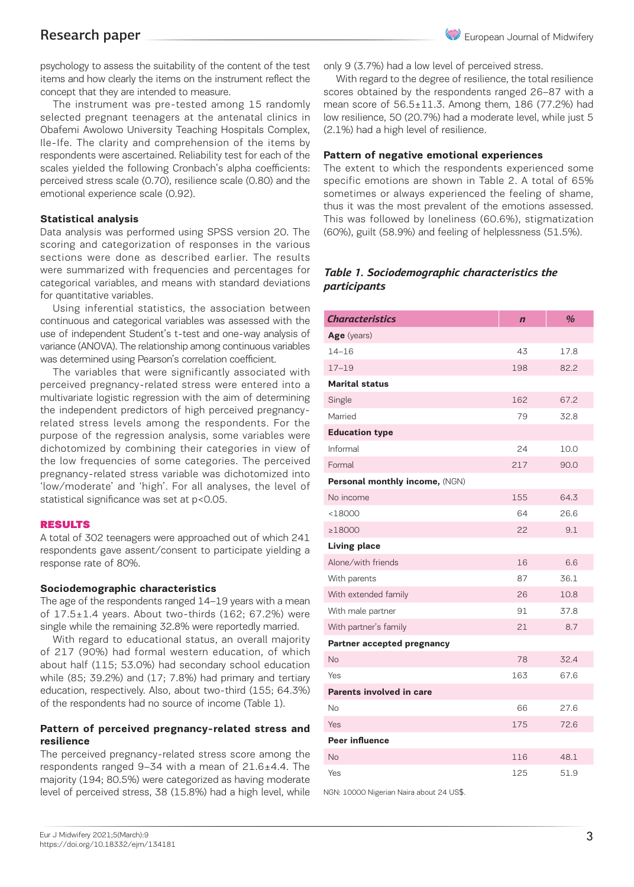psychology to assess the suitability of the content of the test items and how clearly the items on the instrument reflect the concept that they are intended to measure.

The instrument was pre-tested among 15 randomly selected pregnant teenagers at the antenatal clinics in Obafemi Awolowo University Teaching Hospitals Complex, Ile-Ife. The clarity and comprehension of the items by respondents were ascertained. Reliability test for each of the scales yielded the following Cronbach's alpha coefficients: perceived stress scale (0.70), resilience scale (0.80) and the emotional experience scale (0.92).

### Statistical analysis

Data analysis was performed using SPSS version 20. The scoring and categorization of responses in the various sections were done as described earlier. The results were summarized with frequencies and percentages for categorical variables, and means with standard deviations for quantitative variables.

Using inferential statistics, the association between continuous and categorical variables was assessed with the use of independent Student's t-test and one-way analysis of variance (ANOVA). The relationship among continuous variables was determined using Pearson's correlation coefficient.

The variables that were significantly associated with perceived pregnancy-related stress were entered into a multivariate logistic regression with the aim of determining the independent predictors of high perceived pregnancy-related stress levels among the respondents. For the purpose of the regression analysis, some variables were dichotomized by combining their categories in view of the low frequencies of some categories. The perceived pregnancy-related stress variable was dichotomized into 'low/moderate' and 'high'. For all analyses, the level of statistical significance was set at $p<0.05$.

## RESULTS

A total of 302 teenagers were approached out of which 241 respondents gave assent/consent to participate yielding a response rate of 80%.

### Sociodemographic characteristics

The age of the respondents ranged 14–19 years with a mean of 17.5±1.4 years. About two-thirds (162; 67.2%) were single while the remaining 32.8% were reportedly married.

With regard to educational status, an overall majority of 217 (90%) had formal western education, of which about half (115; 53.0%) had secondary school education while (85; 39.2%) and (17; 7.8%) had primary and tertiary education, respectively. Also, about two-third (155; 64.3%) of the respondents had no source of income (Table 1).

### Pattern of perceived pregnancy-related stress and resilience

The perceived pregnancy-related stress score among the respondents ranged 9–34 with a mean of 21.6±4.4. The majority (194; 80.5%) were categorized as having moderate level of perceived stress, 38 (15.8%) had a high level, while only 9 (3.7%) had a low level of perceived stress.

With regard to the degree of resilience, the total resilience scores obtained by the respondents ranged 26–87 with a mean score of 56.5±11.3. Among them, 186 (77.2%) had low resilience, 50 (20.7%) had a moderate level, while just 5 (2.1%) had a high level of resilience.

### Pattern of negative emotional experiences

The extent to which the respondents experienced some specific emotions are shown in Table 2. A total of 65% sometimes or always experienced the feeling of shame, thus it was the most prevalent of the emotions assessed. This was followed by loneliness (60.6%), stigmatization (60%), guilt (58.9%) and feeling of helplessness (51.5%).

***Table 1. Sociodemographic characteristics the participants***

| *Characteristics* | *n* | *%* |
|---|---|---|
| **Age** (years) | | |
| 14–16 | 43 | 17.8 |
| 17–19 | 198 | 82.2 |
| **Marital status** | | |
| Single | 162 | 67.2 |
| Married | 79 | 32.8 |
| **Education type** | | |
| Informal | 24 | 10.0 |
| Formal | 217 | 90.0 |
| **Personal monthly income,** (NGN) | | |
| No income | 155 | 64.3 |
| <18000 | 64 | 26.6 |
| ≥18000 | 22 | 9.1 |
| **Living place** | | |
| Alone/with friends | 16 | 6.6 |
| With parents | 87 | 36.1 |
| With extended family | 26 | 10.8 |
| With male partner | 91 | 37.8 |
| With partner's family | 21 | 8.7 |
| **Partner accepted pregnancy** | | |
| No | 78 | 32.4 |
| Yes | 163 | 67.6 |
| **Parents involved in care** | | |
| No | 66 | 27.6 |
| Yes | 175 | 72.6 |
| **Peer influence** | | |
| No | 116 | 48.1 |
| Yes | 125 | 51.9 |

NGN: 10000 Nigerian Naira about 24 US$.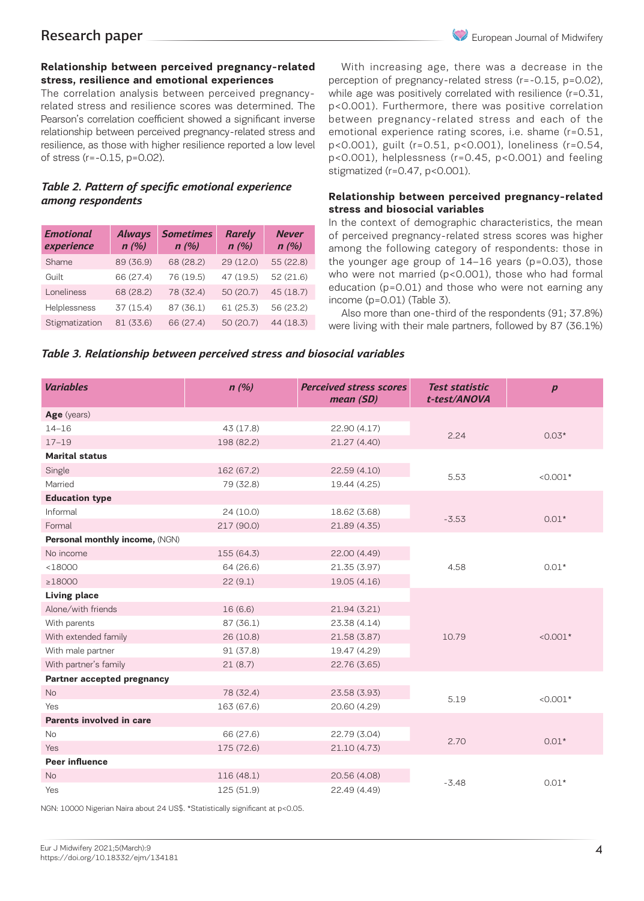### Relationship between perceived pregnancy-related stress, resilience and emotional experiences

The correlation analysis between perceived pregnancy-related stress and resilience scores was determined. The Pearson's correlation coefficient showed a significant inverse relationship between perceived pregnancy-related stress and resilience, as those with higher resilience reported a low level of stress (r=-0.15, p=0.02).

*Table 2. Pattern of specific emotional experience among respondents*

| Emotional experience | Always n (%) | Sometimes n (%) | Rarely n (%) | Never n (%) |
|---|---|---|---|---|
| Shame | 89 (36.9) | 68 (28.2) | 29 (12.0) | 55 (22.8) |
| Guilt | 66 (27.4) | 76 (19.5) | 47 (19.5) | 52 (21.6) |
| Loneliness | 68 (28.2) | 78 (32.4) | 50 (20.7) | 45 (18.7) |
| Helplessness | 37 (15.4) | 87 (36.1) | 61 (25.3) | 56 (23.2) |
| Stigmatization | 81 (33.6) | 66 (27.4) | 50 (20.7) | 44 (18.3) |

With increasing age, there was a decrease in the perception of pregnancy-related stress (r=-0.15, p=0.02), while age was positively correlated with resilience (r=0.31, p<0.001). Furthermore, there was positive correlation between pregnancy-related stress and each of the emotional experience rating scores, i.e. shame (r=0.51, p<0.001), guilt (r=0.51, p<0.001), loneliness (r=0.54, p<0.001), helplessness (r=0.45, p<0.001) and feeling stigmatized (r=0.47, p<0.001).

### Relationship between perceived pregnancy-related stress and biosocial variables

In the context of demographic characteristics, the mean of perceived pregnancy-related stress scores was higher among the following category of respondents: those in the younger age group of 14–16 years (p=0.03), those who were not married (p<0.001), those who had formal education (p=0.01) and those who were not earning any income (p=0.01) (Table 3).

Also more than one-third of the respondents (91; 37.8%) were living with their male partners, followed by 87 (36.1%)

*Table 3. Relationship between perceived stress and biosocial variables*

| Variables | n (%) | Perceived stress scores mean (SD) | Test statistic t-test/ANOVA | p |
|---|---|---|---|---|
| **Age** (years) | | | | |
| 14–16 | 43 (17.8) | 22.90 (4.17) | 2.24 | 0.03* |
| 17–19 | 198 (82.2) | 21.27 (4.40) | | |
| **Marital status** | | | | |
| Single | 162 (67.2) | 22.59 (4.10) | 5.53 | <0.001* |
| Married | 79 (32.8) | 19.44 (4.25) | | |
| **Education type** | | | | |
| Informal | 24 (10.0) | 18.62 (3.68) | -3.53 | 0.01* |
| Formal | 217 (90.0) | 21.89 (4.35) | | |
| **Personal monthly income,** (NGN) | | | | |
| No income | 155 (64.3) | 22.00 (4.49) | 4.58 | 0.01* |
| <18000 | 64 (26.6) | 21.35 (3.97) | | |
| ≥18000 | 22 (9.1) | 19.05 (4.16) | | |
| **Living place** | | | | |
| Alone/with friends | 16 (6.6) | 21.94 (3.21) | 10.79 | <0.001* |
| With parents | 87 (36.1) | 23.38 (4.14) | | |
| With extended family | 26 (10.8) | 21.58 (3.87) | | |
| With male partner | 91 (37.8) | 19.47 (4.29) | | |
| With partner's family | 21 (8.7) | 22.76 (3.65) | | |
| **Partner accepted pregnancy** | | | | |
| No | 78 (32.4) | 23.58 (3.93) | 5.19 | <0.001* |
| Yes | 163 (67.6) | 20.60 (4.29) | | |
| **Parents involved in care** | | | | |
| No | 66 (27.6) | 22.79 (3.04) | 2.70 | 0.01* |
| Yes | 175 (72.6) | 21.10 (4.73) | | |
| **Peer influence** | | | | |
| No | 116 (48.1) | 20.56 (4.08) | -3.48 | 0.01* |
| Yes | 125 (51.9) | 22.49 (4.49) | | |

NGN: 10000 Nigerian Naira about 24 US$. *Statistically significant at p<0.05.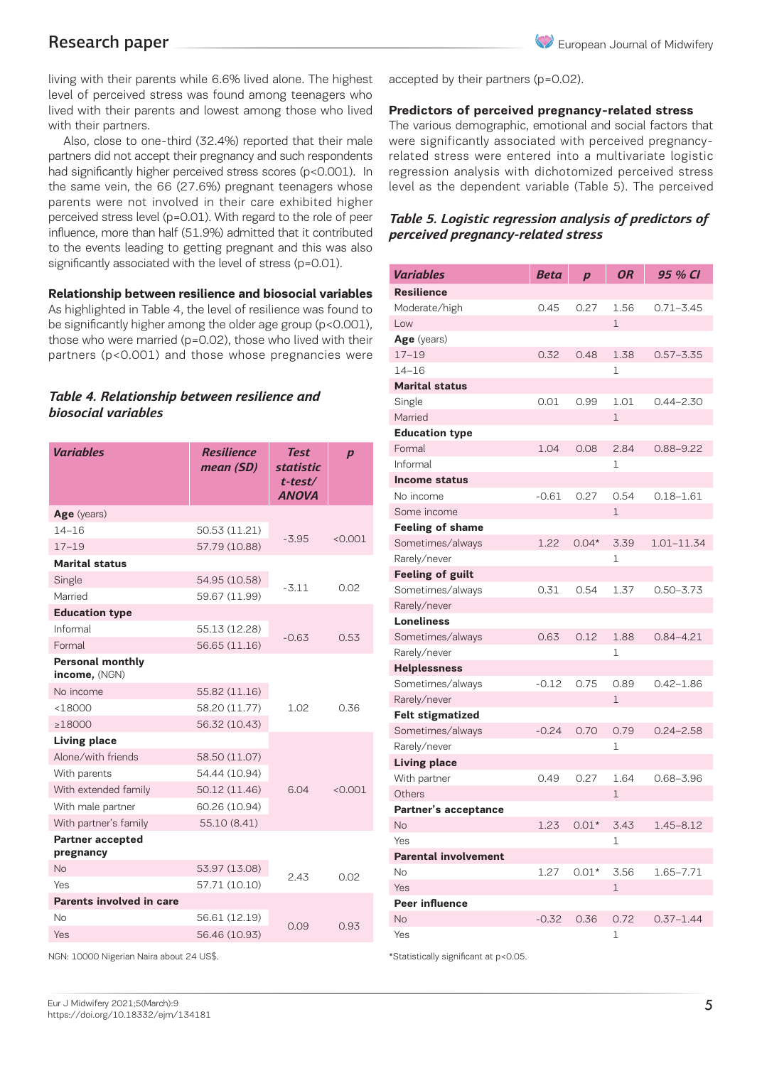living with their parents while 6.6% lived alone. The highest level of perceived stress was found among teenagers who lived with their parents and lowest among those who lived with their partners.

Also, close to one-third (32.4%) reported that their male partners did not accept their pregnancy and such respondents had significantly higher perceived stress scores (p<0.001). In the same vein, the 66 (27.6%) pregnant teenagers whose parents were not involved in their care exhibited higher perceived stress level (p=0.01). With regard to the role of peer influence, more than half (51.9%) admitted that it contributed to the events leading to getting pregnant and this was also significantly associated with the level of stress (p=0.01).

### Relationship between resilience and biosocial variables

As highlighted in Table 4, the level of resilience was found to be significantly higher among the older age group (p<0.001), those who were married (p=0.02), those who lived with their partners (p<0.001) and those whose pregnancies were accepted by their partners (p=0.02).

*Table 4. Relationship between resilience and biosocial variables*

| Variables | Resilience mean (SD) | Test statistic t-test/ ANOVA | p |
|---|---|---|---|
| **Age** (years) | | | |
| 14–16 | 50.53 (11.21) | -3.95 | <0.001 |
| 17–19 | 57.79 (10.88) | | |
| **Marital status** | | | |
| Single | 54.95 (10.58) | -3.11 | 0.02 |
| Married | 59.67 (11.99) | | |
| **Education type** | | | |
| Informal | 55.13 (12.28) | -0.63 | 0.53 |
| Formal | 56.65 (11.16) | | |
| **Personal monthly income,** (NGN) | | | |
| No income | 55.82 (11.16) | 1.02 | 0.36 |
| <18000 | 58.20 (11.77) | | |
| ≥18000 | 56.32 (10.43) | | |
| **Living place** | | | |
| Alone/with friends | 58.50 (11.07) | 6.04 | <0.001 |
| With parents | 54.44 (10.94) | | |
| With extended family | 50.12 (11.46) | | |
| With male partner | 60.26 (10.94) | | |
| With partner's family | 55.10 (8.41) | | |
| **Partner accepted pregnancy** | | | |
| No | 53.97 (13.08) | 2.43 | 0.02 |
| Yes | 57.71 (10.10) | | |
| **Parents involved in care** | | | |
| No | 56.61 (12.19) | 0.09 | 0.93 |
| Yes | 56.46 (10.93) | | |

NGN: 10000 Nigerian Naira about 24 US$.

### Predictors of perceived pregnancy-related stress

The various demographic, emotional and social factors that were significantly associated with perceived pregnancy-related stress were entered into a multivariate logistic regression analysis with dichotomized perceived stress level as the dependent variable (Table 5). The perceived

*Table 5. Logistic regression analysis of predictors of perceived pregnancy-related stress*

| Variables | Beta | p | OR | 95 % CI |
|---|---|---|---|---|
| **Resilience** | | | | |
| Moderate/high | 0.45 | 0.27 | 1.56 | 0.71–3.45 |
| Low | | | 1 | |
| **Age** (years) | | | | |
| 17–19 | 0.32 | 0.48 | 1.38 | 0.57–3.35 |
| 14–16 | | | 1 | |
| **Marital status** | | | | |
| Single | 0.01 | 0.99 | 1.01 | 0.44–2.30 |
| Married | | | 1 | |
| **Education type** | | | | |
| Formal | 1.04 | 0.08 | 2.84 | 0.88–9.22 |
| Informal | | | 1 | |
| **Income status** | | | | |
| No income | -0.61 | 0.27 | 0.54 | 0.18–1.61 |
| Some income | | | 1 | |
| **Feeling of shame** | | | | |
| Sometimes/always | 1.22 | 0.04* | 3.39 | 1.01–11.34 |
| Rarely/never | | | 1 | |
| **Feeling of guilt** | | | | |
| Sometimes/always | 0.31 | 0.54 | 1.37 | 0.50–3.73 |
| Rarely/never | | | | |
| **Loneliness** | | | | |
| Sometimes/always | 0.63 | 0.12 | 1.88 | 0.84–4.21 |
| Rarely/never | | | 1 | |
| **Helplessness** | | | | |
| Sometimes/always | -0.12 | 0.75 | 0.89 | 0.42–1.86 |
| Rarely/never | | | 1 | |
| **Felt stigmatized** | | | | |
| Sometimes/always | -0.24 | 0.70 | 0.79 | 0.24–2.58 |
| Rarely/never | | | 1 | |
| **Living place** | | | | |
| With partner | 0.49 | 0.27 | 1.64 | 0.68–3.96 |
| Others | | | 1 | |
| **Partner's acceptance** | | | | |
| No | 1.23 | 0.01* | 3.43 | 1.45–8.12 |
| Yes | | | 1 | |
| **Parental involvement** | | | | |
| No | 1.27 | 0.01* | 3.56 | 1.65–7.71 |
| Yes | | | 1 | |
| **Peer influence** | | | | |
| No | -0.32 | 0.36 | 0.72 | 0.37–1.44 |
| Yes | | | 1 | |

*Statistically significant at p<0.05.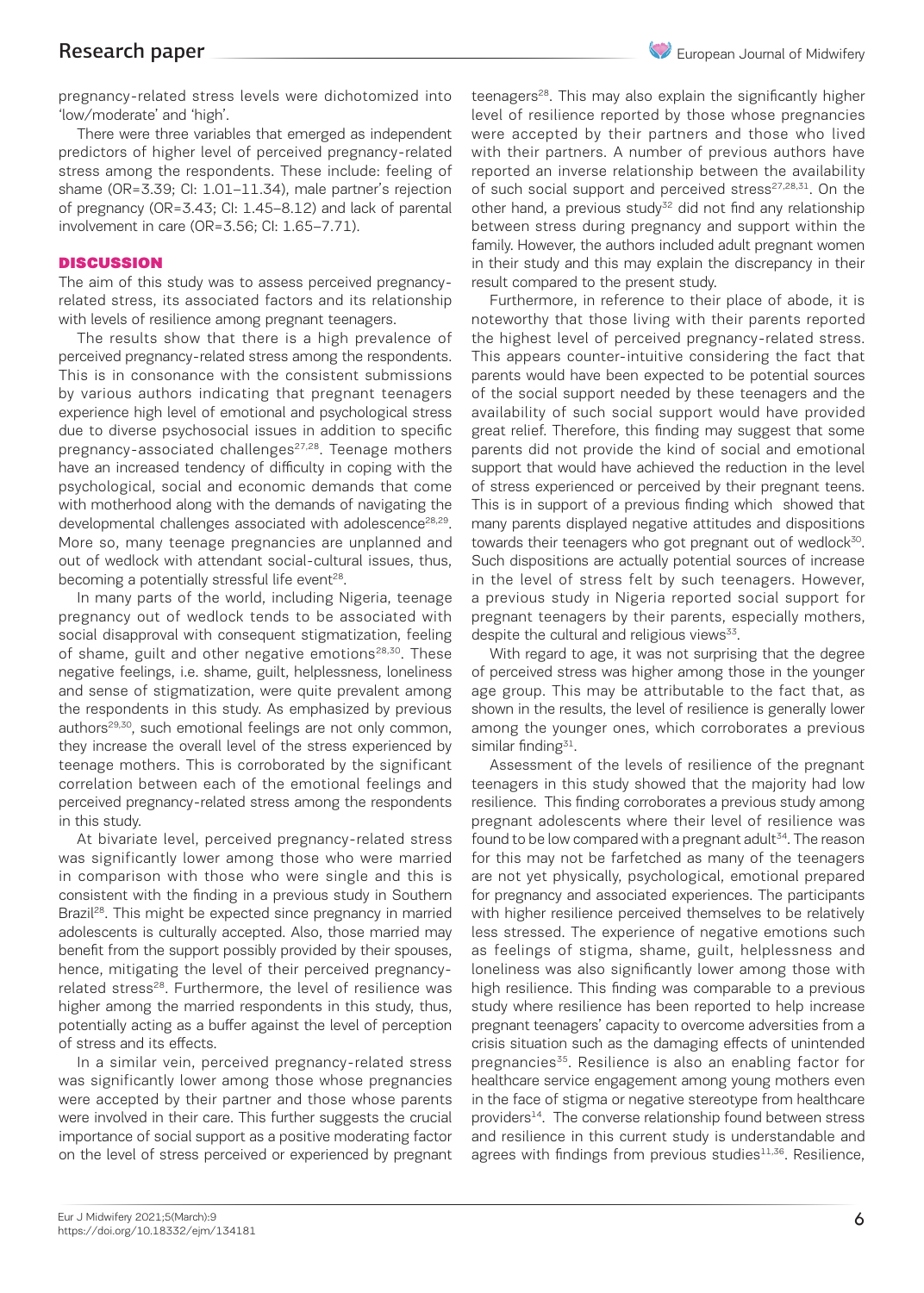pregnancy-related stress levels were dichotomized into 'low/moderate' and 'high'.

There were three variables that emerged as independent predictors of higher level of perceived pregnancy-related stress among the respondents. These include: feeling of shame (OR=3.39; CI: 1.01–11.34), male partner's rejection of pregnancy (OR=3.43; CI: 1.45–8.12) and lack of parental involvement in care (OR=3.56; CI: 1.65–7.71).

## DISCUSSION

The aim of this study was to assess perceived pregnancy-related stress, its associated factors and its relationship with levels of resilience among pregnant teenagers.

The results show that there is a high prevalence of perceived pregnancy-related stress among the respondents. This is in consonance with the consistent submissions by various authors indicating that pregnant teenagers experience high level of emotional and psychological stress due to diverse psychosocial issues in addition to specific pregnancy-associated challenges[27,28]. Teenage mothers have an increased tendency of difficulty in coping with the psychological, social and economic demands that come with motherhood along with the demands of navigating the developmental challenges associated with adolescence[28,29]. More so, many teenage pregnancies are unplanned and out of wedlock with attendant social-cultural issues, thus, becoming a potentially stressful life event[28].

In many parts of the world, including Nigeria, teenage pregnancy out of wedlock tends to be associated with social disapproval with consequent stigmatization, feeling of shame, guilt and other negative emotions[28,30]. These negative feelings, i.e. shame, guilt, helplessness, loneliness and sense of stigmatization, were quite prevalent among the respondents in this study. As emphasized by previous authors[29,30], such emotional feelings are not only common, they increase the overall level of the stress experienced by teenage mothers. This is corroborated by the significant correlation between each of the emotional feelings and perceived pregnancy-related stress among the respondents in this study.

At bivariate level, perceived pregnancy-related stress was significantly lower among those who were married in comparison with those who were single and this is consistent with the finding in a previous study in Southern Brazil[28]. This might be expected since pregnancy in married adolescents is culturally accepted. Also, those married may benefit from the support possibly provided by their spouses, hence, mitigating the level of their perceived pregnancy-related stress[28]. Furthermore, the level of resilience was higher among the married respondents in this study, thus, potentially acting as a buffer against the level of perception of stress and its effects.

In a similar vein, perceived pregnancy-related stress was significantly lower among those whose pregnancies were accepted by their partner and those whose parents were involved in their care. This further suggests the crucial importance of social support as a positive moderating factor on the level of stress perceived or experienced by pregnant teenagers[28]. This may also explain the significantly higher level of resilience reported by those whose pregnancies were accepted by their partners and those who lived with their partners. A number of previous authors have reported an inverse relationship between the availability of such social support and perceived stress[27,28,31]. On the other hand, a previous study[32] did not find any relationship between stress during pregnancy and support within the family. However, the authors included adult pregnant women in their study and this may explain the discrepancy in their result compared to the present study.

Furthermore, in reference to their place of abode, it is noteworthy that those living with their parents reported the highest level of perceived pregnancy-related stress. This appears counter-intuitive considering the fact that parents would have been expected to be potential sources of the social support needed by these teenagers and the availability of such social support would have provided great relief. Therefore, this finding may suggest that some parents did not provide the kind of social and emotional support that would have achieved the reduction in the level of stress experienced or perceived by their pregnant teens. This is in support of a previous finding which showed that many parents displayed negative attitudes and dispositions towards their teenagers who got pregnant out of wedlock[30]. Such dispositions are actually potential sources of increase in the level of stress felt by such teenagers. However, a previous study in Nigeria reported social support for pregnant teenagers by their parents, especially mothers, despite the cultural and religious views[33].

With regard to age, it was not surprising that the degree of perceived stress was higher among those in the younger age group. This may be attributable to the fact that, as shown in the results, the level of resilience is generally lower among the younger ones, which corroborates a previous similar finding[31].

Assessment of the levels of resilience of the pregnant teenagers in this study showed that the majority had low resilience. This finding corroborates a previous study among pregnant adolescents where their level of resilience was found to be low compared with a pregnant adult[34]. The reason for this may not be farfetched as many of the teenagers are not yet physically, psychological, emotional prepared for pregnancy and associated experiences. The participants with higher resilience perceived themselves to be relatively less stressed. The experience of negative emotions such as feelings of stigma, shame, guilt, helplessness and loneliness was also significantly lower among those with high resilience. This finding was comparable to a previous study where resilience has been reported to help increase pregnant teenagers' capacity to overcome adversities from a crisis situation such as the damaging effects of unintended pregnancies[35]. Resilience is also an enabling factor for healthcare service engagement among young mothers even in the face of stigma or negative stereotype from healthcare providers[14]. The converse relationship found between stress and resilience in this current study is understandable and agrees with findings from previous studies[11,36]. Resilience,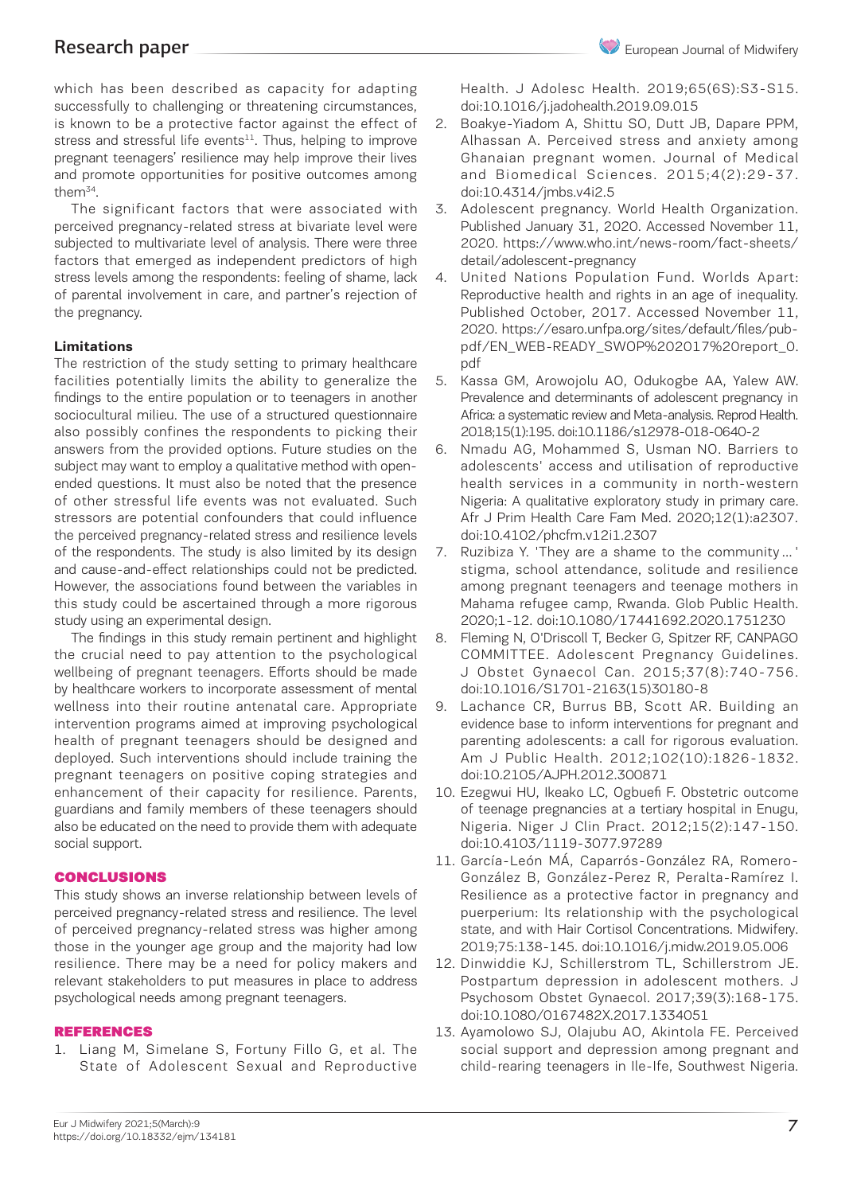which has been described as capacity for adapting successfully to challenging or threatening circumstances, is known to be a protective factor against the effect of stress and stressful life events[11]. Thus, helping to improve pregnant teenagers' resilience may help improve their lives and promote opportunities for positive outcomes among them[34].

The significant factors that were associated with perceived pregnancy-related stress at bivariate level were subjected to multivariate level of analysis. There were three factors that emerged as independent predictors of high stress levels among the respondents: feeling of shame, lack of parental involvement in care, and partner's rejection of the pregnancy.

**Limitations**

The restriction of the study setting to primary healthcare facilities potentially limits the ability to generalize the findings to the entire population or to teenagers in another sociocultural milieu. The use of a structured questionnaire also possibly confines the respondents to picking their answers from the provided options. Future studies on the subject may want to employ a qualitative method with open-ended questions. It must also be noted that the presence of other stressful life events was not evaluated. Such stressors are potential confounders that could influence the perceived pregnancy-related stress and resilience levels of the respondents. The study is also limited by its design and cause-and-effect relationships could not be predicted. However, the associations found between the variables in this study could be ascertained through a more rigorous study using an experimental design.

The findings in this study remain pertinent and highlight the crucial need to pay attention to the psychological wellbeing of pregnant teenagers. Efforts should be made by healthcare workers to incorporate assessment of mental wellness into their routine antenatal care. Appropriate intervention programs aimed at improving psychological health of pregnant teenagers should be designed and deployed. Such interventions should include training the pregnant teenagers on positive coping strategies and enhancement of their capacity for resilience. Parents, guardians and family members of these teenagers should also be educated on the need to provide them with adequate social support.

## CONCLUSIONS

This study shows an inverse relationship between levels of perceived pregnancy-related stress and resilience. The level of perceived pregnancy-related stress was higher among those in the younger age group and the majority had low resilience. There may be a need for policy makers and relevant stakeholders to put measures in place to address psychological needs among pregnant teenagers.

## REFERENCES

1. Liang M, Simelane S, Fortuny Fillo G, et al. The State of Adolescent Sexual and Reproductive Health. J Adolesc Health. 2019;65(6S):S3-S15. doi:10.1016/j.jadohealth.2019.09.015
2. Boakye-Yiadom A, Shittu SO, Dutt JB, Dapare PPM, Alhassan A. Perceived stress and anxiety among Ghanaian pregnant women. Journal of Medical and Biomedical Sciences. 2015;4(2):29-37. doi:10.4314/jmbs.v4i2.5
3. Adolescent pregnancy. World Health Organization. Published January 31, 2020. Accessed November 11, 2020. https://www.who.int/news-room/fact-sheets/detail/adolescent-pregnancy
4. United Nations Population Fund. Worlds Apart: Reproductive health and rights in an age of inequality. Published October, 2017. Accessed November 11, 2020. https://esaro.unfpa.org/sites/default/files/pub-pdf/EN_WEB-READY_SWOP%202017%20report_0.pdf
5. Kassa GM, Arowojolu AO, Odukogbe AA, Yalew AW. Prevalence and determinants of adolescent pregnancy in Africa: a systematic review and Meta-analysis. Reprod Health. 2018;15(1):195. doi:10.1186/s12978-018-0640-2
6. Nmadu AG, Mohammed S, Usman NO. Barriers to adolescents' access and utilisation of reproductive health services in a community in north-western Nigeria: A qualitative exploratory study in primary care. Afr J Prim Health Care Fam Med. 2020;12(1):a2307. doi:10.4102/phcfm.v12i1.2307
7. Ruzibiza Y. 'They are a shame to the community … ' stigma, school attendance, solitude and resilience among pregnant teenagers and teenage mothers in Mahama refugee camp, Rwanda. Glob Public Health. 2020;1-12. doi:10.1080/17441692.2020.1751230
8. Fleming N, O'Driscoll T, Becker G, Spitzer RF, CANPAGO COMMITTEE. Adolescent Pregnancy Guidelines. J Obstet Gynaecol Can. 2015;37(8):740-756. doi:10.1016/S1701-2163(15)30180-8
9. Lachance CR, Burrus BB, Scott AR. Building an evidence base to inform interventions for pregnant and parenting adolescents: a call for rigorous evaluation. Am J Public Health. 2012;102(10):1826-1832. doi:10.2105/AJPH.2012.300871
10. Ezegwui HU, Ikeako LC, Ogbuefi F. Obstetric outcome of teenage pregnancies at a tertiary hospital in Enugu, Nigeria. Niger J Clin Pract. 2012;15(2):147-150. doi:10.4103/1119-3077.97289
11. García-León MÁ, Caparrós-González RA, Romero-González B, González-Perez R, Peralta-Ramírez I. Resilience as a protective factor in pregnancy and puerperium: Its relationship with the psychological state, and with Hair Cortisol Concentrations. Midwifery. 2019;75:138-145. doi:10.1016/j.midw.2019.05.006
12. Dinwiddie KJ, Schillerstrom TL, Schillerstrom JE. Postpartum depression in adolescent mothers. J Psychosom Obstet Gynaecol. 2017;39(3):168-175. doi:10.1080/0167482X.2017.1334051
13. Ayamolowo SJ, Olajubu AO, Akintola FE. Perceived social support and depression among pregnant and child-rearing teenagers in Ile-Ife, Southwest Nigeria.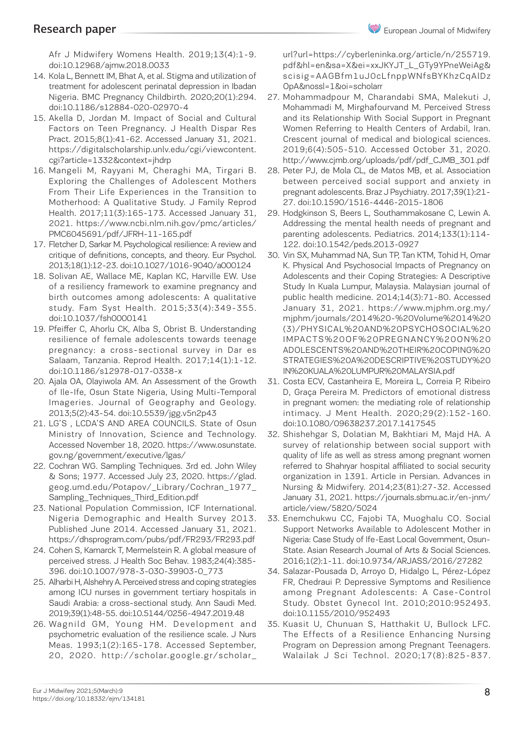Afr J Midwifery Womens Health. 2019;13(4):1-9. doi:10.12968/ajmw.2018.0033

14. Kola L, Bennett IM, Bhat A, et al. Stigma and utilization of treatment for adolescent perinatal depression in Ibadan Nigeria. BMC Pregnancy Childbirth. 2020;20(1):294. doi:10.1186/s12884-020-02970-4
15. Akella D, Jordan M. Impact of Social and Cultural Factors on Teen Pregnancy. J Health Dispar Res Pract. 2015;8(1):41-62. Accessed January 31, 2021. https://digitalscholarship.unlv.edu/cgi/viewcontent.cgi?article=1332&context=jhdrp
16. Mangeli M, Rayyani M, Cheraghi MA, Tirgari B. Exploring the Challenges of Adolescent Mothers From Their Life Experiences in the Transition to Motherhood: A Qualitative Study. J Family Reprod Health. 2017;11(3):165-173. Accessed January 31, 2021. https://www.ncbi.nlm.nih.gov/pmc/articles/PMC6045691/pdf/JFRH-11-165.pdf
17. Fletcher D, Sarkar M. Psychological resilience: A review and critique of definitions, concepts, and theory. Eur Psychol. 2013;18(1):12-23. doi:10.1027/1016-9040/a000124
18. Solivan AE, Wallace ME, Kaplan KC, Harville EW. Use of a resiliency framework to examine pregnancy and birth outcomes among adolescents: A qualitative study. Fam Syst Health. 2015;33(4):349-355. doi:10.1037/fsh0000141
19. Pfeiffer C, Ahorlu CK, Alba S, Obrist B. Understanding resilience of female adolescents towards teenage pregnancy: a cross-sectional survey in Dar es Salaam, Tanzania. Reprod Health. 2017;14(1):1-12. doi:10.1186/s12978-017-0338-x
20. Ajala OA, Olayiwola AM. An Assessment of the Growth of Ile-Ife, Osun State Nigeria, Using Multi-Temporal Imageries. Journal of Geography and Geology. 2013;5(2):43-54. doi:10.5539/jgg.v5n2p43
21. LG'S , LCDA'S AND AREA COUNCILS. State of Osun Ministry of Innovation, Science and Technology. Accessed November 18, 2020. https://www.osunstate.gov.ng/government/executive/lgas/
22. Cochran WG. Sampling Techniques. 3rd ed. John Wiley & Sons; 1977. Accessed July 23, 2020. https://glad.geog.umd.edu/Potapov/_Library/Cochran_1977_Sampling_Techniques_Third_Edition.pdf
23. National Population Commission, ICF International. Nigeria Demographic and Health Survey 2013. Published June 2014. Accessed January 31, 2021. https://dhsprogram.com/pubs/pdf/FR293/FR293.pdf
24. Cohen S, Kamarck T, Mermelstein R. A global measure of perceived stress. J Health Soc Behav. 1983;24(4):385-396. doi:10.1007/978-3-030-39903-0_773
25. Alharbi H, Alshehry A. Perceived stress and coping strategies among ICU nurses in government tertiary hospitals in Saudi Arabia: a cross-sectional study. Ann Saudi Med. 2019;39(1):48-55. doi:10.5144/0256-4947.2019.48
26. Wagnild GM, Young HM. Development and psychometric evaluation of the resilience scale. J Nurs Meas. 1993;1(2):165-178. Accessed September, 20, 2020. http://scholar.google.gr/scholar_url?url=https://cyberleninka.org/article/n/255719.pdf&hl=en&sa=X&ei=xxJKYJT_L_GTy9YPneWeiAg&scisig=AAGBfm1uJ0cLfnppWNfsBYKhzCqAlDzOpA&nossl=1&oi=scholarr
27. Mohammadpour M, Charandabi SMA, Malekuti J, Mohammadi M, Mirghafourvand M. Perceived Stress and its Relationship With Social Support in Pregnant Women Referring to Health Centers of Ardabil, Iran. Crescent journal of medical and biological sciences. 2019;6(4):505-510. Accessed October 31, 2020. http://www.cjmb.org/uploads/pdf/pdf_CJMB_301.pdf
28. Peter PJ, de Mola CL, de Matos MB, et al. Association between perceived social support and anxiety in pregnant adolescents. Braz J Psychiatry. 2017;39(1):21-27. doi:10.1590/1516-4446-2015-1806
29. Hodgkinson S, Beers L, Southammakosane C, Lewin A. Addressing the mental health needs of pregnant and parenting adolescents. Pediatrics. 2014;133(1):114-122. doi:10.1542/peds.2013-0927
30. Vin SX, Muhammad NA, Sun TP, Tan KTM, Tohid H, Omar K. Physical And Psychosocial Impacts of Pregnancy on Adolescents and their Coping Strategies: A Descriptive Study In Kuala Lumpur, Malaysia. Malaysian journal of public health medicine. 2014;14(3):71-80. Accessed January 31, 2021. https://www.mjphm.org.my/mjphm/journals/2014%20-%20Volume%2014%20(3)/PHYSICAL%20AND%20PSYCHOSOCIAL%20IMPACTS%20OF%20PREGNANCY%20ON%20ADOLESCENTS%20AND%20THEIR%20COPING%20STRATEGIES%20A%20DESCRIPTIVE%20STUDY%20IN%20KUALA%20LUMPUR%20MALAYSIA.pdf
31. Costa ECV, Castanheira E, Moreira L, Correia P, Ribeiro D, Graça Pereira M. Predictors of emotional distress in pregnant women: the mediating role of relationship intimacy. J Ment Health. 2020;29(2):152-160. doi:10.1080/09638237.2017.1417545
32. Shishehgar S, Dolatian M, Bakhtiari M, Majd HA. A survey of relationship between social support with quality of life as well as stress among pregnant women referred to Shahryar hospital affiliated to social security organization in 1391. Article in Persian. Advances in Nursing & Midwifery. 2014;23(81):27-32. Accessed January 31, 2021. https://journals.sbmu.ac.ir/en-jnm/article/view/5820/5024
33. Enemchukwu CC, Fajobi TA, Muoghalu CO. Social Support Networks Available to Adolescent Mother in Nigeria: Case Study of Ife-East Local Government, Osun-State. Asian Research Journal of Arts & Social Sciences. 2016;1(2):1-11. doi:10.9734/ARJASS/2016/27282
34. Salazar-Pousada D, Arroyo D, Hidalgo L, Pérez-López FR, Chedraui P. Depressive Symptoms and Resilience among Pregnant Adolescents: A Case-Control Study. Obstet Gynecol Int. 2010;2010:952493. doi:10.1155/2010/952493
35. Kuasit U, Chunuan S, Hatthakit U, Bullock LFC. The Effects of a Resilience Enhancing Nursing Program on Depression among Pregnant Teenagers. Walailak J Sci Technol. 2020;17(8):825-837.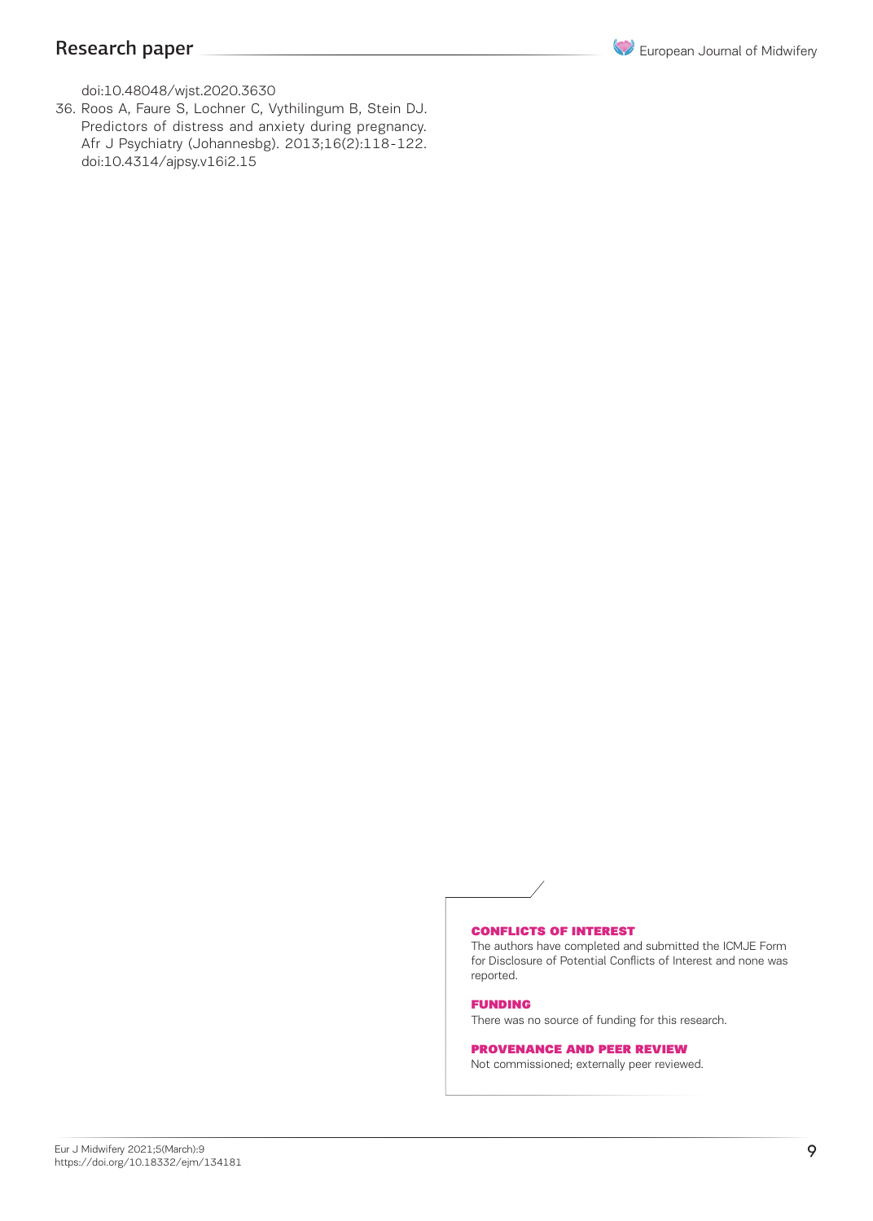doi:10.48048/wjst.2020.3630

36. Roos A, Faure S, Lochner C, Vythilingum B, Stein DJ. Predictors of distress and anxiety during pregnancy. Afr J Psychiatry (Johannesbg). 2013;16(2):118-122. doi:10.4314/ajpsy.v16i2.15

**CONFLICTS OF INTEREST**

The authors have completed and submitted the ICMJE Form for Disclosure of Potential Conflicts of Interest and none was reported.

**FUNDING**

There was no source of funding for this research.

**PROVENANCE AND PEER REVIEW**

Not commissioned; externally peer reviewed.